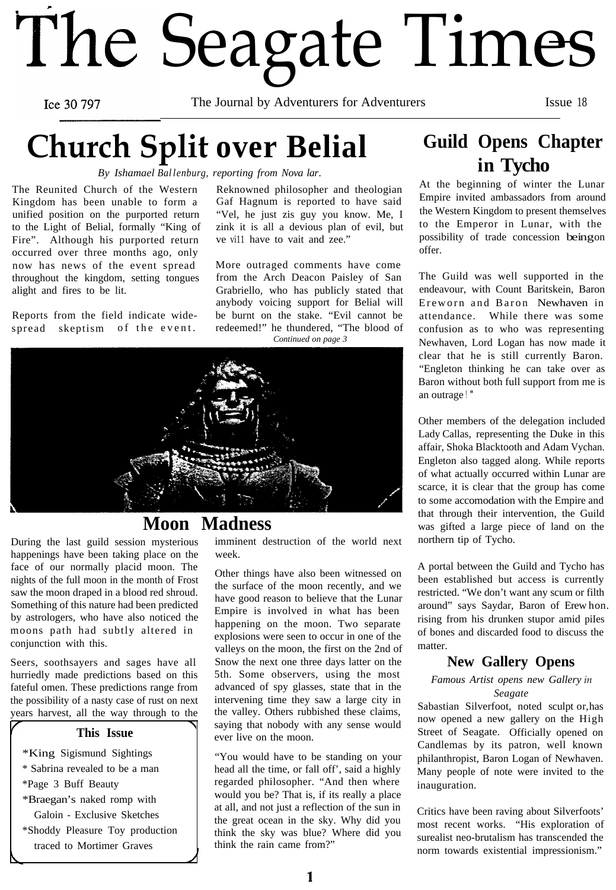# The Seagate Times

Ice 30 797 — The Journal by Adventurers for Adventurers — Issue 18

## Church Split over Belial

*By Ishamael Ballenburg, reporting from Nova lar.*

The Reunited Church of the Western Kingdom has been unable to form a unified position on the purported return to the Light of Belial, formally "King of Fire". Although his purported return occurred over three months ago, only now has news of the event spread throughout the kingdom, setting tongues alight and fires to be lit.

Reports from the field indicate wide-spread skeptism of the event. Reknowned philosopher and theologian Gaf Hagnum is reported to have said "Vel, he just zis guy you know. Me, I zink it is all a devious plan of evil, but ve vill have to vait and zee."

More outraged comments have come from the Arch Deacon Paisley of San Grabriello, who has publicly stated that anybody voicing support for Belial will be burnt on the stake. "Evil cannot be redeemed!" he thundered, "The blood of

*Continued on page 3*

## Moon Madness

During the last guild session mysterious happenings have been taking place on the face of our normally placid moon. The nights of the full moon in the month of Frost saw the moon draped in a blood red shroud. Something of this nature had been predicted by astrologers, who have also noticed the moons path had subtly altered in conjunction with this.

Seers, soothsayers and sages have all hurriedly made predictions based on this fateful omen. These predictions range from the possibility of a nasty case of rust on next years harvest, all the way through to the imminent destruction of the world next week.

Other things have also been witnessed on the surface of the moon recently, and we have good reason to believe that the Lunar Empire is involved in what has been happening on the moon. Two separate explosions were seen to occur in one of the valleys on the moon, the first on the 2nd of Snow the next one three days latter on the 5th. Some observers, using the most advanced of spy glasses, state that in the intervening time they saw a large city in the valley. Others rubbished these claims, saying that nobody with any sense would ever live on the moon.

"You would have to be standing on your head all the time, or fall off', said a highly regarded philosopher. "And then where would you be? That is, if its really a place at all, and not just a reflection of the sun in the great ocean in the sky. Why did you think the sky was blue? Where did you think the rain came from?"

### This Issue

- *King Sigismund Sightings
- * Sabrina revealed to be a man
- *Page 3 Buff Beauty
- *Braegan's naked romp with Galoin - Exclusive Sketches
- *Shoddy Pleasure Toy production traced to Mortimer Graves

## Guild Opens Chapter in Tycho

At the beginning of winter the Lunar Empire invited ambassadors from around the Western Kingdom to present themselves to the Emperor in Lunar, with the possibility of trade concession being on offer.

The Guild was well supported in the endeavour, with Count Baritskein, Baron Ereworn and Baron Newhaven in attendance. While there was some confusion as to who was representing Newhaven, Lord Logan has now made it clear that he is still currently Baron. "Engleton thinking he can take over as Baron without both full support from me is an outrage!"

Other members of the delegation included Lady Callas, representing the Duke in this affair, Shoka Blacktooth and Adam Vychan. Engleton also tagged along. While reports of what actually occurred within Lunar are scarce, it is clear that the group has come to some accomodation with the Empire and that through their intervention, the Guild was gifted a large piece of land on the northern tip of Tycho.

A portal between the Guild and Tycho has been established but access is currently restricted. "We don't want any scum or filth around" says Saydar, Baron of Erewhon. rising from his drunken stupor amid piles of bones and discarded food to discuss the matter.

### New Gallery Opens

*Famous Artist opens new Gallery in Seagate*

Sabastian Silverfoot, noted sculptor, has now opened a new gallery on the High Street of Seagate. Officially opened on Candlemas by its patron, well known philanthropist, Baron Logan of Newhaven. Many people of note were invited to the inauguration.

Critics have been raving about Silverfoots' most recent works. "His exploration of surealist neo-brutalism has transcended the norm towards existential impressionism."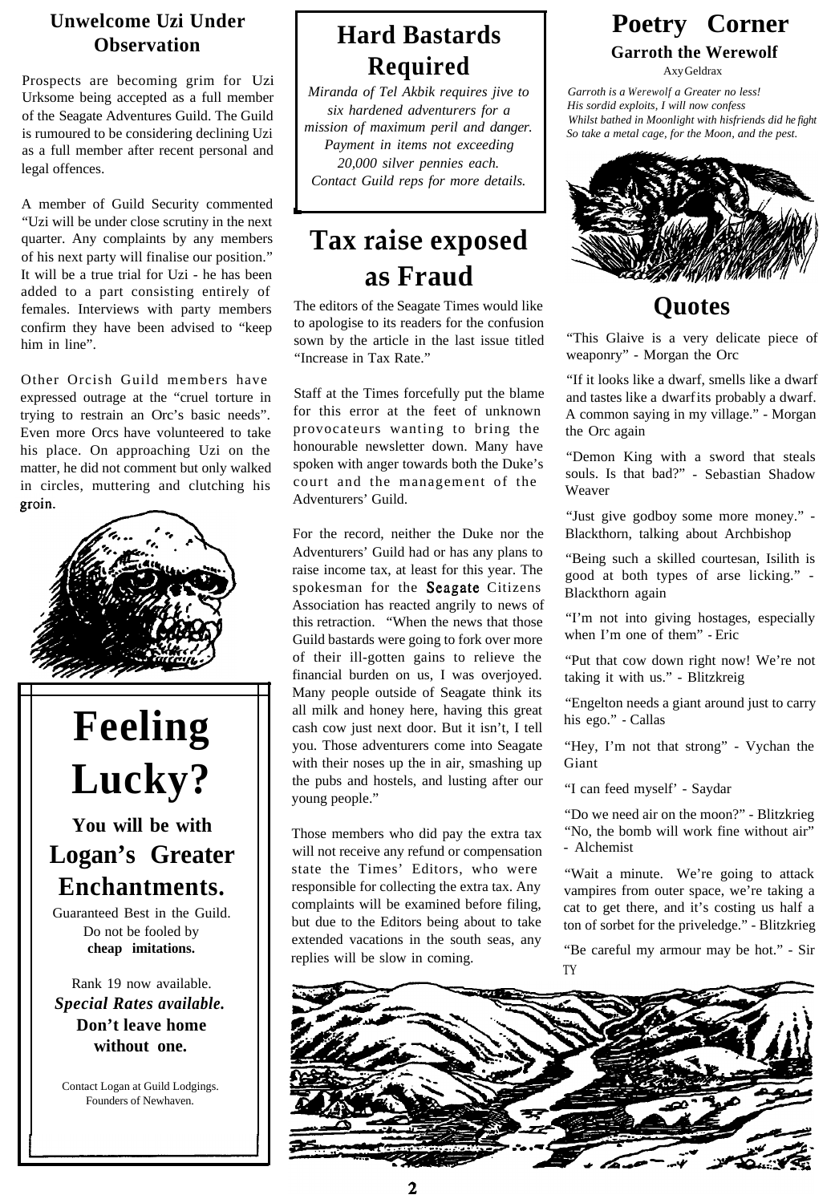## Unwelcome Uzi Under Observation

Prospects are becoming grim for Uzi Urksome being accepted as a full member of the Seagate Adventures Guild. The Guild is rumoured to be considering declining Uzi as a full member after recent personal and legal offences.

A member of Guild Security commented "Uzi will be under close scrutiny in the next quarter. Any complaints by any members of his next party will finalise our position." It will be a true trial for Uzi - he has been added to a part consisting entirely of females. Interviews with party members confirm they have been advised to "keep him in line".

Other Orcish Guild members have expressed outrage at the "cruel torture in trying to restrain an Orc's basic needs". Even more Orcs have volunteered to take his place. On approaching Uzi on the matter, he did not comment but only walked in circles, muttering and clutching his groin.

# Feeling Lucky?

**You will be with Logan's Greater Enchantments.**

Guaranteed Best in the Guild.
Do not be fooled by **cheap imitations.**

Rank 19 now available.
***Special Rates available.***
**Don't leave home without one.**

Contact Logan at Guild Lodgings.
Founders of Newhaven.

## Hard Bastards Required

*Miranda of Tel Akbik requires jive to six hardened adventurers for a mission of maximum peril and danger. Payment in items not exceeding 20,000 silver pennies each. Contact Guild reps for more details.*

## Tax raise exposed as Fraud

The editors of the Seagate Times would like to apologise to its readers for the confusion sown by the article in the last issue titled "Increase in Tax Rate."

Staff at the Times forcefully put the blame for this error at the feet of unknown provocateurs wanting to bring the honourable newsletter down. Many have spoken with anger towards both the Duke's court and the management of the Adventurers' Guild.

For the record, neither the Duke nor the Adventurers' Guild had or has any plans to raise income tax, at least for this year. The spokesman for the Seagate Citizens Association has reacted angrily to news of this retraction. "When the news that those Guild bastards were going to fork over more of their ill-gotten gains to relieve the financial burden on us, I was overjoyed. Many people outside of Seagate think its all milk and honey here, having this great cash cow just next door. But it isn't, I tell you. Those adventurers come into Seagate with their noses up the in air, smashing up the pubs and hostels, and lusting after our young people."

Those members who did pay the extra tax will not receive any refund or compensation state the Times' Editors, who were responsible for collecting the extra tax. Any complaints will be examined before filing, but due to the Editors being about to take extended vacations in the south seas, any replies will be slow in coming.

## Poetry Corner

### Garroth the Werewolf

Axy Geldrax

*Garroth is a Werewolf a Greater no less!*
*His sordid exploits, I will now confess*
*Whilst bathed in Moonlight with hisfriends did he fight*
*So take a metal cage, for the Moon, and the pest.*

## Quotes

"This Glaive is a very delicate piece of weaponry" - Morgan the Orc

"If it looks like a dwarf, smells like a dwarf and tastes like a dwarf its probably a dwarf. A common saying in my village." - Morgan the Orc again

"Demon King with a sword that steals souls. Is that bad?" - Sebastian Shadow Weaver

"Just give godboy some more money." - Blackthorn, talking about Archbishop

"Being such a skilled courtesan, Isilith is good at both types of arse licking." - Blackthorn again

"I'm not into giving hostages, especially when I'm one of them" - Eric

"Put that cow down right now! We're not taking it with us." - Blitzkreig

"Engelton needs a giant around just to carry his ego." - Callas

"Hey, I'm not that strong" - Vychan the Giant

"I can feed myself' - Saydar

"Do we need air on the moon?" - Blitzkreig
"No, the bomb will work fine without air" - Alchemist

"Wait a minute. We're going to attack vampires from outer space, we're taking a cat to get there, and it's costing us half a ton of sorbet for the priveledge." - Blitzkreig

"Be careful my armour may be hot." - Sir TY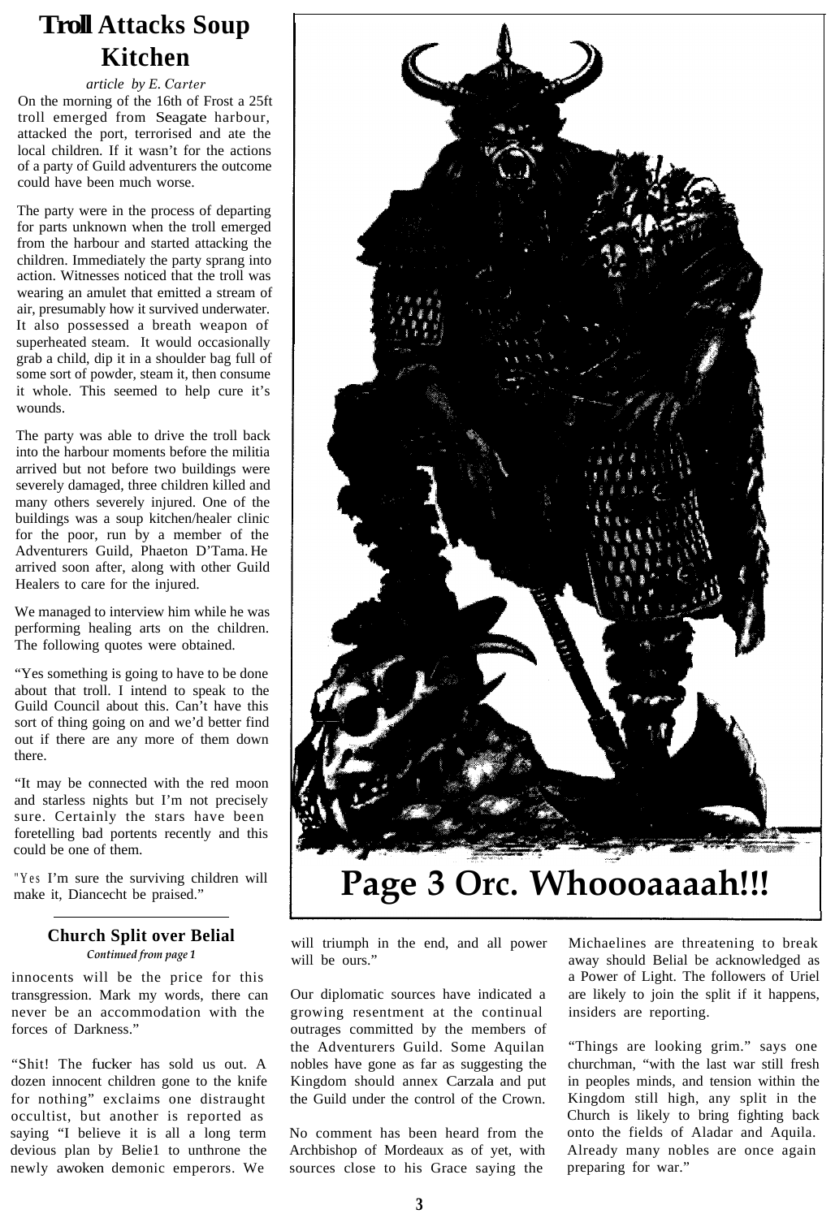# Troll Attacks Soup Kitchen

*article by E. Carter*

On the morning of the 16th of Frost a 25ft troll emerged from Seagate harbour, attacked the port, terrorised and ate the local children. If it wasn't for the actions of a party of Guild adventurers the outcome could have been much worse.

The party were in the process of departing for parts unknown when the troll emerged from the harbour and started attacking the children. Immediately the party sprang into action. Witnesses noticed that the troll was wearing an amulet that emitted a stream of air, presumably how it survived underwater. It also possessed a breath weapon of superheated steam. It would occasionally grab a child, dip it in a shoulder bag full of some sort of powder, steam it, then consume it whole. This seemed to help cure it's wounds.

The party was able to drive the troll back into the harbour moments before the militia arrived but not before two buildings were severely damaged, three children killed and many others severely injured. One of the buildings was a soup kitchen/healer clinic for the poor, run by a member of the Adventurers Guild, Phaeton D'Tama. He arrived soon after, along with other Guild Healers to care for the injured.

We managed to interview him while he was performing healing arts on the children. The following quotes were obtained.

"Yes something is going to have to be done about that troll. I intend to speak to the Guild Council about this. Can't have this sort of thing going on and we'd better find out if there are any more of them down there.

"It may be connected with the red moon and starless nights but I'm not precisely sure. Certainly the stars have been foretelling bad portents recently and this could be one of them.

"Yes I'm sure the surviving children will make it, Diancecht be praised."

**Page 3 Orc. Whoooaaaah!!!**

## Church Split over Belial

*Continued from page 1*

innocents will be the price for this transgression. Mark my words, there can never be an accommodation with the forces of Darkness."

"Shit! The fucker has sold us out. A dozen innocent children gone to the knife for nothing" exclaims one distraught occultist, but another is reported as saying "I believe it is all a long term devious plan by Belie1 to unthrone the newly awoken demonic emperors. We will triumph in the end, and all power will be ours."

Our diplomatic sources have indicated a growing resentment at the continual outrages committed by the members of the Adventurers Guild. Some Aquilan nobles have gone as far as suggesting the Kingdom should annex Carzala and put the Guild under the control of the Crown.

No comment has been heard from the Archbishop of Mordeaux as of yet, with sources close to his Grace saying the Michaelines are threatening to break away should Belial be acknowledged as a Power of Light. The followers of Uriel are likely to join the split if it happens, insiders are reporting.

"Things are looking grim." says one churchman, "with the last war still fresh in peoples minds, and tension within the Kingdom still high, any split in the Church is likely to bring fighting back onto the fields of Aladar and Aquila. Already many nobles are once again preparing for war."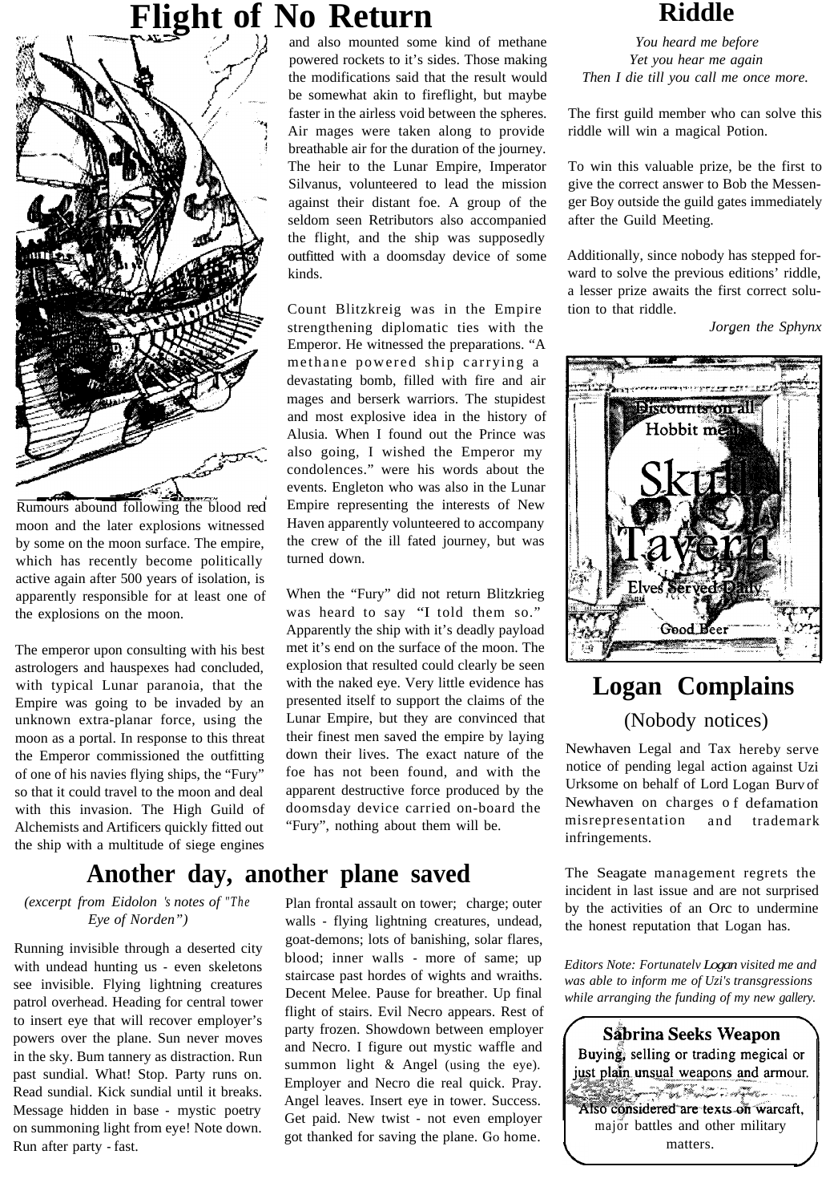# Flight of No Return

Rumours abound following the blood red moon and the later explosions witnessed by some on the moon surface. The empire, which has recently become politically active again after 500 years of isolation, is apparently responsible for at least one of the explosions on the moon.

The emperor upon consulting with his best astrologers and hauspexes had concluded, with typical Lunar paranoia, that the Empire was going to be invaded by an unknown extra-planar force, using the moon as a portal. In response to this threat the Emperor commissioned the outfitting of one of his navies flying ships, the "Fury" so that it could travel to the moon and deal with this invasion. The High Guild of Alchemists and Artificers quickly fitted out the ship with a multitude of siege engines and also mounted some kind of methane powered rockets to it's sides. Those making the modifications said that the result would be somewhat akin to fireflight, but maybe faster in the airless void between the spheres. Air mages were taken along to provide breathable air for the duration of the journey. The heir to the Lunar Empire, Imperator Silvanus, volunteered to lead the mission against their distant foe. A group of the seldom seen Retributors also accompanied the flight, and the ship was supposedly outfitted with a doomsday device of some kinds.

Count Blitzkreig was in the Empire strengthening diplomatic ties with the Emperor. He witnessed the preparations. "A methane powered ship carrying a devastating bomb, filled with fire and air mages and berserk warriors. The stupidest and most explosive idea in the history of Alusia. When I found out the Prince was also going, I wished the Emperor my condolences." were his words about the events. Engleton who was also in the Lunar Empire representing the interests of New Haven apparently volunteered to accompany the crew of the ill fated journey, but was turned down.

When the "Fury" did not return Blitzkrieg was heard to say "I told them so." Apparently the ship with it's deadly payload met it's end on the surface of the moon. The explosion that resulted could clearly be seen with the naked eye. Very little evidence has presented itself to support the claims of the Lunar Empire, but they are convinced that their finest men saved the empire by laying down their lives. The exact nature of the foe has not been found, and with the apparent destructive force produced by the doomsday device carried on-board the "Fury", nothing about them will be.

# Riddle

*You heard me before*
*Yet you hear me again*
*Then I die till you call me once more.*

The first guild member who can solve this riddle will win a magical Potion.

To win this valuable prize, be the first to give the correct answer to Bob the Messenger Boy outside the guild gates immediately after the Guild Meeting.

Additionally, since nobody has stepped forward to solve the previous editions' riddle, a lesser prize awaits the first correct solution to that riddle.

*Jorgen the Sphynx*

Discounts on all Hobbit meals

Skulls Tavern

Elves Served Daily

Good Beer

# Another day, another plane saved

*(excerpt from Eidolon 's notes of "The Eye of Norden")*

Running invisible through a deserted city with undead hunting us - even skeletons see invisible. Flying lightning creatures patrol overhead. Heading for central tower to insert eye that will recover employer's powers over the plane. Sun never moves in the sky. Bum tannery as distraction. Run past sundial. What! Stop. Party runs on. Read sundial. Kick sundial until it breaks. Message hidden in base - mystic poetry on summoning light from eye! Note down. Run after party - fast.

Plan frontal assault on tower; charge; outer walls - flying lightning creatures, undead, goat-demons; lots of banishing, solar flares, blood; inner walls - more of same; up staircase past hordes of wights and wraiths. Decent Melee. Pause for breather. Up final flight of stairs. Evil Necro appears. Rest of party frozen. Showdown between employer and Necro. I figure out mystic waffle and summon light & Angel (using the eye). Employer and Necro die real quick. Pray. Angel leaves. Insert eye in tower. Success. Get paid. New twist - not even employer got thanked for saving the plane. Go home.

# Logan Complains

## (Nobody notices)

Newhaven Legal and Tax hereby serve notice of pending legal action against Uzi Urksome on behalf of Lord Logan Burv of Newhaven on charges o f defamation misrepresentation and trademark infringements.

The Seagate management regrets the incident in last issue and are not surprised by the activities of an Orc to undermine the honest reputation that Logan has.

*Editors Note: Fortunatelv Logan visited me and was able to inform me of Uzi's transgressions while arranging the funding of my new gallery.*

**Sabrina Seeks Weapon**

Buying, selling or trading megical or just plain unsual weapons and armour.

Also considered are texts on warcaft, major battles and other military matters.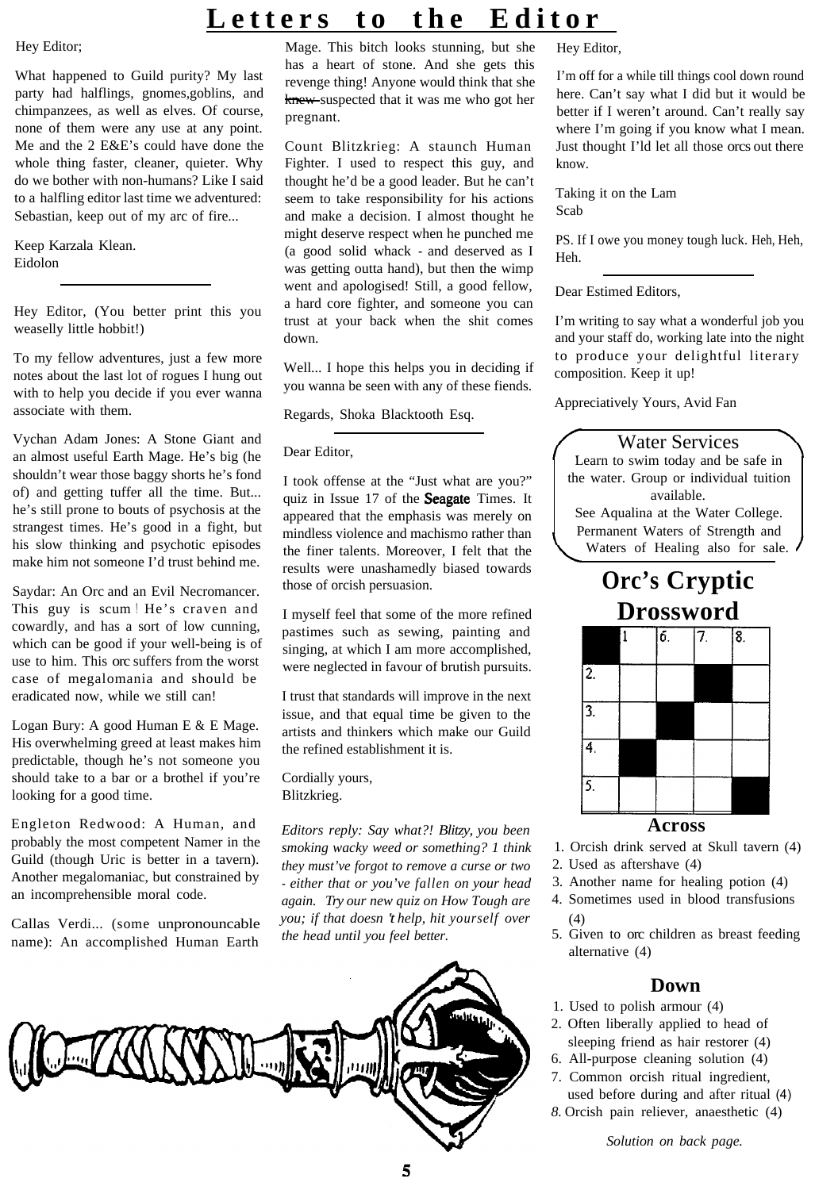# Letters to the Editor

Hey Editor;

What happened to Guild purity? My last party had halflings, gnomes,goblins, and chimpanzees, as well as elves. Of course, none of them were any use at any point. Me and the 2 E&E's could have done the whole thing faster, cleaner, quieter. Why do we bother with non-humans? Like I said to a halfling editor last time we adventured: Sebastian, keep out of my arc of fire...

Keep Karzala Klean.
Eidolon

---

Hey Editor, (You better print this you weaselly little hobbit!)

To my fellow adventures, just a few more notes about the last lot of rogues I hung out with to help you decide if you ever wanna associate with them.

Vychan Adam Jones: A Stone Giant and an almost useful Earth Mage. He's big (he shouldn't wear those baggy shorts he's fond of) and getting tuffer all the time. But... he's still prone to bouts of psychosis at the strangest times. He's good in a fight, but his slow thinking and psychotic episodes make him not someone I'd trust behind me.

Saydar: An Orc and an Evil Necromancer. This guy is scum ! He's craven and cowardly, and has a sort of low cunning, which can be good if your well-being is of use to him. This orc suffers from the worst case of megalomania and should be eradicated now, while we still can!

Logan Bury: A good Human E & E Mage. His overwhelming greed at least makes him predictable, though he's not someone you should take to a bar or a brothel if you're looking for a good time.

Engleton Redwood: A Human, and probably the most competent Namer in the Guild (though Uric is better in a tavern). Another megalomaniac, but constrained by an incomprehensible moral code.

Callas Verdi... (some unpronouncable name): An accomplished Human Earth Mage. This bitch looks stunning, but she has a heart of stone. And she gets this revenge thing! Anyone would think that she ~~knew~~ suspected that it was me who got her pregnant.

Count Blitzkrieg: A staunch Human Fighter. I used to respect this guy, and thought he'd be a good leader. But he can't seem to take responsibility for his actions and make a decision. I almost thought he might deserve respect when he punched me (a good solid whack - and deserved as I was getting outta hand), but then the wimp went and apologised! Still, a good fellow, a hard core fighter, and someone you can trust at your back when the shit comes down.

Well... I hope this helps you in deciding if you wanna be seen with any of these fiends.

Regards, Shoka Blacktooth Esq.

---

Dear Editor,

I took offense at the "Just what are you?" quiz in Issue 17 of the Seagate Times. It appeared that the emphasis was merely on mindless violence and machismo rather than the finer talents. Moreover, I felt that the results were unashamedly biased towards those of orcish persuasion.

I myself feel that some of the more refined pastimes such as sewing, painting and singing, at which I am more accomplished, were neglected in favour of brutish pursuits.

I trust that standards will improve in the next issue, and that equal time be given to the artists and thinkers which make our Guild the refined establishment it is.

Cordially yours,
Blitzkrieg.

*Editors reply: Say what?! Blitzy, you been smoking wacky weed or something? I think they must've forgot to remove a curse or two - either that or you've fallen on your head again. Try our new quiz on How Tough are you; if that doesn't help, hit yourself over the head until you feel better.*

---

Hey Editor,

I'm off for a while till things cool down round here. Can't say what I did but it would be better if I weren't around. Can't really say where I'm going if you know what I mean. Just thought I'ld let all those orcs out there know.

Taking it on the Lam
Scab

PS. If I owe you money tough luck. Heh, Heh, Heh.

---

Dear Estimed Editors,

I'm writing to say what a wonderful job you and your staff do, working late into the night to produce your delightful literary composition. Keep it up!

Appreciatively Yours, Avid Fan

---

**Water Services**

Learn to swim today and be safe in the water. Group or individual tuition available.
See Aqualina at the Water College.
Permanent Waters of Strength and Waters of Healing also for sale.

## Orc's Cryptic Drossword

| ■ | 1 | 6. | 7. | 8. |
|---|---|---|---|---|
| 2. | | | ■ | |
| 3. | | ■ | | |
| 4. | ■ | | | |
| 5. | | | | ■ |

**Across**

1. Orcish drink served at Skull tavern (4)
2. Used as aftershave (4)
3. Another name for healing potion (4)
4. Sometimes used in blood transfusions (4)
5. Given to orc children as breast feeding alternative (4)

**Down**

1. Used to polish armour (4)
2. Often liberally applied to head of sleeping friend as hair restorer (4)
6. All-purpose cleaning solution (4)
7. Common orcish ritual ingredient, used before during and after ritual (4)
8. Orcish pain reliever, anaesthetic (4)

*Solution on back page.*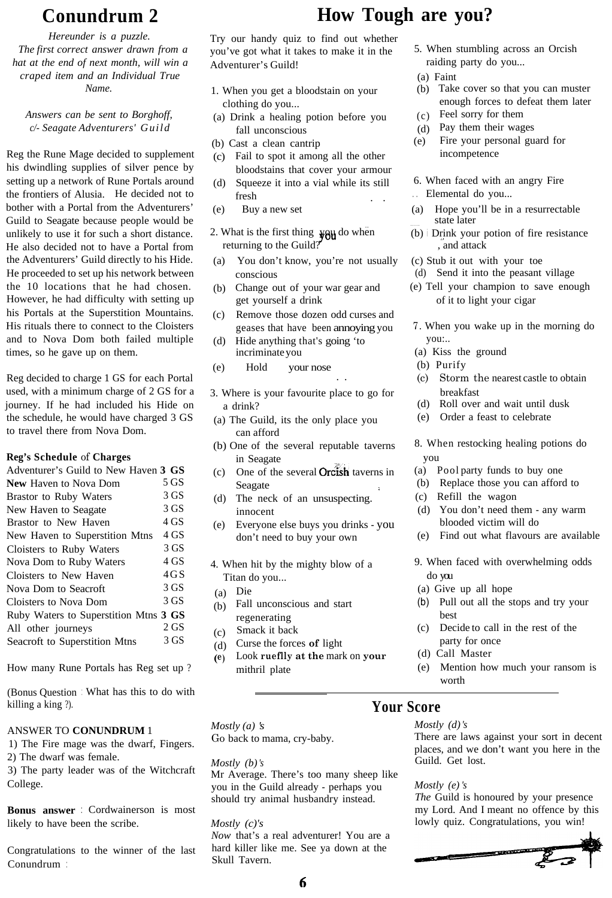# Conundrum 2

*Hereunder is a puzzle. The first correct answer drawn from a hat at the end of next month, will win a craped item and an Individual True Name.*

*Answers can be sent to Borghoff, c/- Seagate Adventurers' Guild*

Reg the Rune Mage decided to supplement his dwindling supplies of silver pence by setting up a network of Rune Portals around the frontiers of Alusia. He decided not to bother with a Portal from the Adventurers' Guild to Seagate because people would be unlikely to use it for such a short distance. He also decided not to have a Portal from the Adventurers' Guild directly to his Hide. He proceeded to set up his network between the 10 locations that he had chosen. However, he had difficulty with setting up his Portals at the Superstition Mountains. His rituals there to connect to the Cloisters and to Nova Dom both failed multiple times, so he gave up on them.

Reg decided to charge 1 GS for each Portal used, with a minimum charge of 2 GS for a journey. If he had included his Hide on the schedule, he would have charged 3 GS to travel there from Nova Dom.

**Reg's Schedule of Charges**

| | |
|---|---|
| Adventurer's Guild to New Haven | 3 GS |
| New Haven to Nova Dom | 5 GS |
| Brastor to Ruby Waters | 3 GS |
| New Haven to Seagate | 3 GS |
| Brastor to New Haven | 4 GS |
| New Haven to Superstition Mtns | 4 GS |
| Cloisters to Ruby Waters | 3 GS |
| Nova Dom to Ruby Waters | 4 GS |
| Cloisters to New Haven | 4 GS |
| Nova Dom to Seacroft | 3 GS |
| Cloisters to Nova Dom | 3 GS |
| Ruby Waters to Superstition Mtns | 3 GS |
| All other journeys | 2 GS |
| Seacroft to Superstition Mtns | 3 GS |

How many Rune Portals has Reg set up ?

(Bonus Question : What has this to do with killing a king ?).

ANSWER TO **CONUNDRUM** 1

1) The Fire mage was the dwarf, Fingers.
2) The dwarf was female.
3) The party leader was of the Witchcraft College.

**Bonus answer** : Cordwainerson is most likely to have been the scribe.

Congratulations to the winner of the last Conundrum :

# How Tough are you?

Try our handy quiz to find out whether you've got what it takes to make it in the Adventurer's Guild!

1. When you get a bloodstain on your clothing do you...
   (a) Drink a healing potion before you fall unconscious
   (b) Cast a clean cantrip
   (c) Fail to spot it among all the other bloodstains that cover your armour
   (d) Squeeze it into a vial while its still fresh
   (e) Buy a new set

2. What is the first thing you do when returning to the Guild?
   (a) You don't know, you're not usually conscious
   (b) Change out of your war gear and get yourself a drink
   (c) Remove those dozen odd curses and geases that have been annoying you
   (d) Hide anything that's going 'to incriminate you
   (e) Hold your nose

3. Where is your favourite place to go for a drink?
   (a) The Guild, its the only place you can afford
   (b) One of the several reputable taverns in Seagate
   (c) One of the several Orcish taverns in Seagate
   (d) The neck of an unsuspecting innocent
   (e) Everyone else buys you drinks - you don't need to buy your own

4. When hit by the mighty blow of a Titan do you...
   (a) Die
   (b) Fall unconscious and start regenerating
   (c) Smack it back
   (d) Curse the forces of light
   (e) Look rueflly at the mark on your mithril plate

5. When stumbling across an Orcish raiding party do you...
   (a) Faint
   (b) Take cover so that you can muster enough forces to defeat them later
   (c) Feel sorry for them
   (d) Pay them their wages
   (e) Fire your personal guard for incompetence

6. When faced with an angry Fire Elemental do you...
   (a) Hope you'll be in a resurrectable state later
   (b) Drink your potion of fire resistance, and attack
   (c) Stub it out with your toe
   (d) Send it into the peasant village
   (e) Tell your champion to save enough of it to light your cigar

7. When you wake up in the morning do you:..
   (a) Kiss the ground
   (b) Purify
   (c) Storm the nearest castle to obtain breakfast
   (d) Roll over and wait until dusk
   (e) Order a feast to celebrate

8. When restocking healing potions do you
   (a) Pool party funds to buy one
   (b) Replace those you can afford to
   (c) Refill the wagon
   (d) You don't need them - any warm blooded victim will do
   (e) Find out what flavours are available

9. When faced with overwhelming odds do you
   (a) Give up all hope
   (b) Pull out all the stops and try your best
   (c) Decide to call in the rest of the party for once
   (d) Call Master
   (e) Mention how much your ransom is worth

## Your Score

*Mostly (a)'s*
Go back to mama, cry-baby.

*Mostly (b)'s*
Mr Average. There's too many sheep like you in the Guild already - perhaps you should try animal husbandry instead.

*Mostly (c)'s*
*Now* that's a real adventurer! You are a hard killer like me. See ya down at the Skull Tavern.

*Mostly (d)'s*
There are laws against your sort in decent places, and we don't want you here in the Guild. Get lost.

*Mostly (e)'s*
*The* Guild is honoured by your presence my Lord. And I meant no offence by this lowly quiz. Congratulations, you win!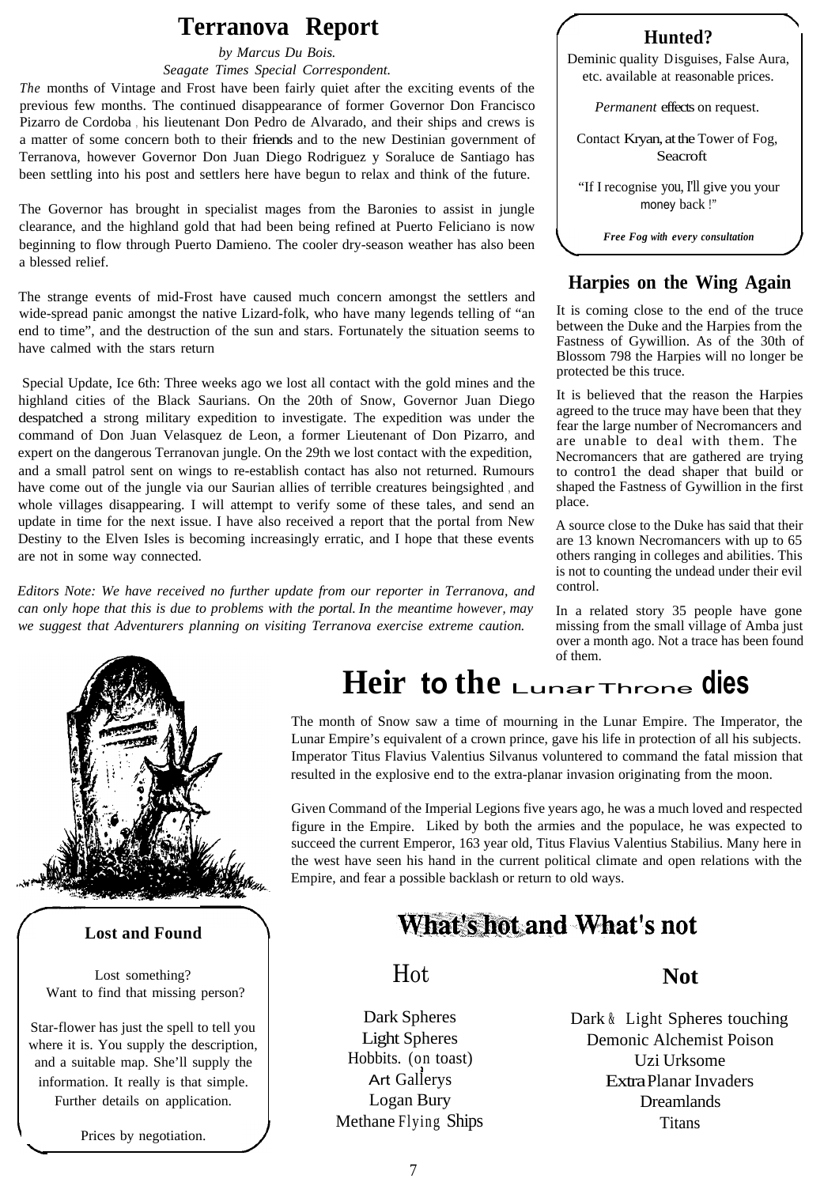# Terranova Report

*by Marcus Du Bois.*

*Seagate Times Special Correspondent.*

*The* months of Vintage and Frost have been fairly quiet after the exciting events of the previous few months. The continued disappearance of former Governor Don Francisco Pizarro de Cordoba , his lieutenant Don Pedro de Alvarado, and their ships and crews is a matter of some concern both to their friends and to the new Destinian government of Terranova, however Governor Don Juan Diego Rodriguez y Soraluce de Santiago has been settling into his post and settlers here have begun to relax and think of the future.

The Governor has brought in specialist mages from the Baronies to assist in jungle clearance, and the highland gold that had been being refined at Puerto Feliciano is now beginning to flow through Puerto Damieno. The cooler dry-season weather has also been a blessed relief.

The strange events of mid-Frost have caused much concern amongst the settlers and wide-spread panic amongst the native Lizard-folk, who have many legends telling of "an end to time", and the destruction of the sun and stars. Fortunately the situation seems to have calmed with the stars return

Special Update, Ice 6th: Three weeks ago we lost all contact with the gold mines and the highland cities of the Black Saurians. On the 20th of Snow, Governor Juan Diego despatched a strong military expedition to investigate. The expedition was under the command of Don Juan Velasquez de Leon, a former Lieutenant of Don Pizarro, and expert on the dangerous Terranovan jungle. On the 29th we lost contact with the expedition, and a small patrol sent on wings to re-establish contact has also not returned. Rumours have come out of the jungle via our Saurian allies of terrible creatures beingsighted , and whole villages disappearing. I will attempt to verify some of these tales, and send an update in time for the next issue. I have also received a report that the portal from New Destiny to the Elven Isles is becoming increasingly erratic, and I hope that these events are not in some way connected.

*Editors Note: We have received no further update from our reporter in Terranova, and can only hope that this is due to problems with the portal. In the meantime however, may we suggest that Adventurers planning on visiting Terranova exercise extreme caution.*

### Hunted?

Deminic quality Disguises, False Aura, etc. available at reasonable prices.

*Permanent* effects on request.

Contact Kryan, at the Tower of Fog, Seacroft

"If I recognise you, I'll give you your money back !"

***Free Fog with every consultation***

## Harpies on the Wing Again

It is coming close to the end of the truce between the Duke and the Harpies from the Fastness of Gywillion. As of the 30th of Blossom 798 the Harpies will no longer be protected be this truce.

It is believed that the reason the Harpies agreed to the truce may have been that they fear the large number of Necromancers and are unable to deal with them. The Necromancers that are gathered are trying to contro1 the dead shaper that build or shaped the Fastness of Gywillion in the first place.

A source close to the Duke has said that their are 13 known Necromancers with up to 65 others ranging in colleges and abilities. This is not to counting the undead under their evil control.

In a related story 35 people have gone missing from the small village of Amba just over a month ago. Not a trace has been found of them.

# Heir to the Lunar Throne dies

The month of Snow saw a time of mourning in the Lunar Empire. The Imperator, the Lunar Empire's equivalent of a crown prince, gave his life in protection of all his subjects. Imperator Titus Flavius Valentius Silvanus volunteered to command the fatal mission that resulted in the explosive end to the extra-planar invasion originating from the moon.

Given Command of the Imperial Legions five years ago, he was a much loved and respected figure in the Empire. Liked by both the armies and the populace, he was expected to succeed the current Emperor, 163 year old, Titus Flavius Valentius Stabilius. Many here in the west have seen his hand in the current political climate and open relations with the Empire, and fear a possible backlash or return to old ways.

### Lost and Found

Lost something?
Want to find that missing person?

Star-flower has just the spell to tell you where it is. You supply the description, and a suitable map. She'll supply the information. It really is that simple. Further details on application.

Prices by negotiation.

## What's hot and What's not

| Hot | Not |
|---|---|
| Dark Spheres | Dark & Light Spheres touching |
| Light Spheres | Demonic Alchemist Poison |
| Hobbits. (on toast) | Uzi Urksome |
| Art Gallerys | Extra Planar Invaders |
| Logan Bury | Dreamlands |
| Methane Flying Ships | Titans |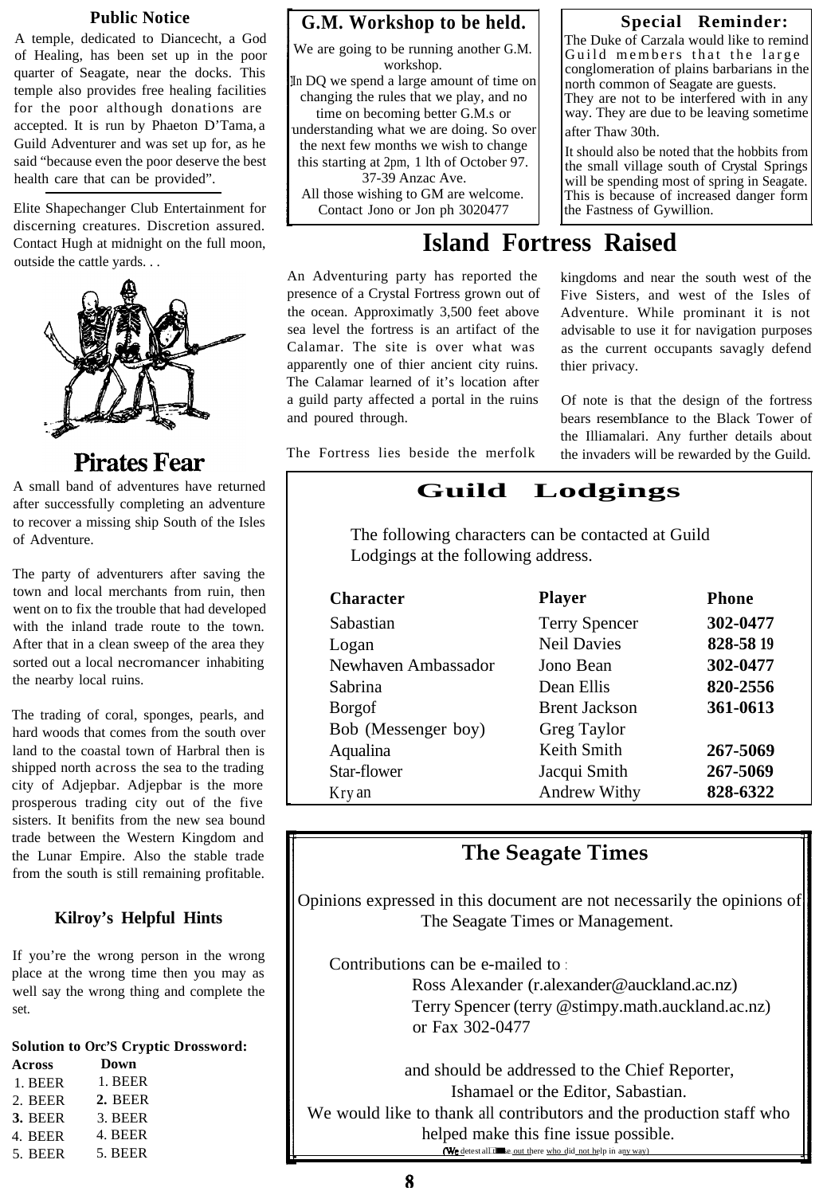## Public Notice

A temple, dedicated to Diancecht, a God of Healing, has been set up in the poor quarter of Seagate, near the docks. This temple also provides free healing facilities for the poor although donations are accepted. It is run by Phaeton D'Tama, a Guild Adventurer and was set up for, as he said "because even the poor deserve the best health care that can be provided".

Elite Shapechanger Club Entertainment for discerning creatures. Discretion assured. Contact Hugh at midnight on the full moon, outside the cattle yards. . .

## Pirates Fear

A small band of adventures have returned after successfully completing an adventure to recover a missing ship South of the Isles of Adventure.

The party of adventurers after saving the town and local merchants from ruin, then went on to fix the trouble that had developed with the inland trade route to the town. After that in a clean sweep of the area they sorted out a local necromancer inhabiting the nearby local ruins.

The trading of coral, sponges, pearls, and hard woods that comes from the south over land to the coastal town of Harbral then is shipped north across the sea to the trading city of Adjepbar. Adjepbar is the more prosperous trading city out of the five sisters. It benifits from the new sea bound trade between the Western Kingdom and the Lunar Empire. Also the stable trade from the south is still remaining profitable.

### Kilroy's Helpful Hints

If you're the wrong person in the wrong place at the wrong time then you may as well say the wrong thing and complete the set.

**Solution to Orc'S Cryptic Drossword:**

| Across | Down |
|---|---|
| 1. BEER | 1. BEER |
| 2. BEER | 2. BEER |
| 3. BEER | 3. BEER |
| 4. BEER | 4. BEER |
| 5. BEER | 5. BEER |

## G.M. Workshop to be held.

We are going to be running another G.M. workshop.

In DQ we spend a large amount of time on changing the rules that we play, and no time on becoming better G.M.s or understanding what we are doing. So over the next few months we wish to change this starting at 2pm, 1 lth of October 97.

37-39 Anzac Ave.

All those wishing to GM are welcome. Contact Jono or Jon ph 3020477

## Special Reminder:

The Duke of Carzala would like to remind Guild members that the large conglomeration of plains barbarians in the north common of Seagate are guests. They are not to be interfered with in any way. They are due to be leaving sometime after Thaw 30th.

It should also be noted that the hobbits from the small village south of Crystal Springs will be spending most of spring in Seagate. This is because of increased danger form the Fastness of Gywillion.

# Island Fortress Raised

An Adventuring party has reported the presence of a Crystal Fortress grown out of the ocean. Approximatly 3,500 feet above sea level the fortress is an artifact of the Calamar. The site is over what was apparently one of thier ancient city ruins. The Calamar learned of it's location after a guild party affected a portal in the ruins and poured through.

The Fortress lies beside the merfolk kingdoms and near the south west of the Five Sisters, and west of the Isles of Adventure. While prominant it is not advisable to use it for navigation purposes as the current occupants savagly defend thier privacy.

Of note is that the design of the fortress bears resemblance to the Black Tower of the Illiamalari. Any further details about the invaders will be rewarded by the Guild.

## Guild Lodgings

The following characters can be contacted at Guild Lodgings at the following address.

| Character | Player | Phone |
|---|---|---|
| Sabastian | Terry Spencer | 302-0477 |
| Logan | Neil Davies | 828-58 19 |
| Newhaven Ambassador | Jono Bean | 302-0477 |
| Sabrina | Dean Ellis | 820-2556 |
| Borgof | Brent Jackson | 361-0613 |
| Bob (Messenger boy) | Greg Taylor | |
| Aqualina | Keith Smith | 267-5069 |
| Star-flower | Jacqui Smith | 267-5069 |
| Kry an | Andrew Withy | 828-6322 |

## The Seagate Times

Opinions expressed in this document are not necessarily the opinions of The Seagate Times or Management.

Contributions can be e-mailed to :

Ross Alexander (r.alexander@auckland.ac.nz)
Terry Spencer (terry @stimpy.math.auckland.ac.nz)
or Fax 302-0477

and should be addressed to the Chief Reporter, Ishamael or the Editor, Sabastian.

We would like to thank all contributors and the production staff who helped make this fine issue possible.

(We detest all those out there who did not help in any way)